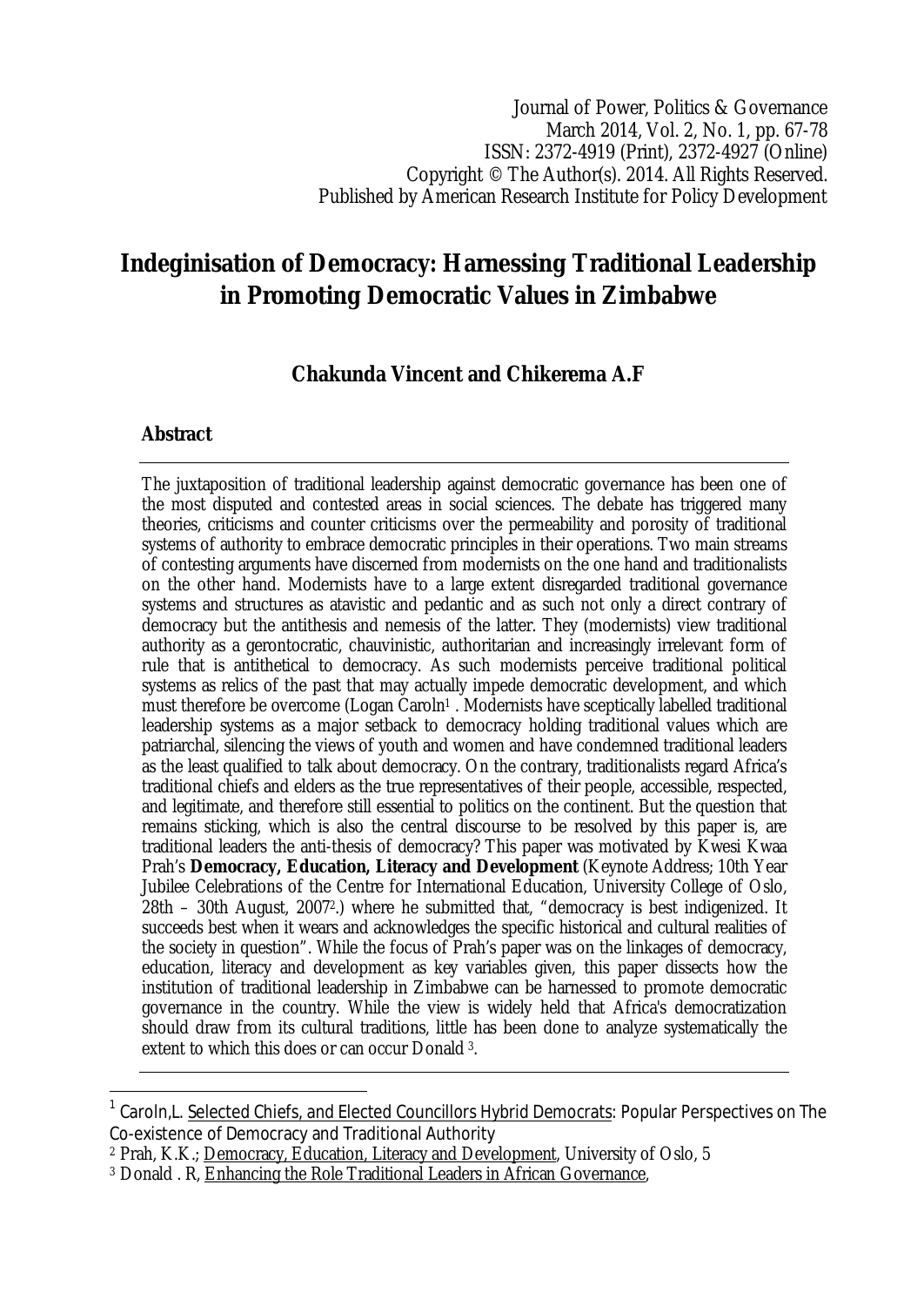Journal of Power, Politics & Governance
March 2014, Vol. 2, No. 1, pp. 67-78
ISSN: 2372-4919 (Print), 2372-4927 (Online)
Copyright © The Author(s). 2014. All Rights Reserved.
Published by American Research Institute for Policy Development

# Indeginisation of Democracy: Harnessing Traditional Leadership in Promoting Democratic Values in Zimbabwe

**Chakunda Vincent and Chikerema A.F**

## Abstract

The juxtaposition of traditional leadership against democratic governance has been one of the most disputed and contested areas in social sciences. The debate has triggered many theories, criticisms and counter criticisms over the permeability and porosity of traditional systems of authority to embrace democratic principles in their operations. Two main streams of contesting arguments have discerned from modernists on the one hand and traditionalists on the other hand. Modernists have to a large extent disregarded traditional governance systems and structures as atavistic and pedantic and as such not only a direct contrary of democracy but the antithesis and nemesis of the latter. They (modernists) view traditional authority as a gerontocratic, chauvinistic, authoritarian and increasingly irrelevant form of rule that is antithetical to democracy. As such modernists perceive traditional political systems as relics of the past that may actually impede democratic development, and which must therefore be overcome (Logan Caroln[1] . Modernists have sceptically labelled traditional leadership systems as a major setback to democracy holding traditional values which are patriarchal, silencing the views of youth and women and have condemned traditional leaders as the least qualified to talk about democracy. On the contrary, traditionalists regard Africa's traditional chiefs and elders as the true representatives of their people, accessible, respected, and legitimate, and therefore still essential to politics on the continent. But the question that remains sticking, which is also the central discourse to be resolved by this paper is, are traditional leaders the anti-thesis of democracy? This paper was motivated by Kwesi Kwaa Prah's **Democracy, Education, Literacy and Development** (Keynote Address; 10th Year Jubilee Celebrations of the Centre for International Education, University College of Oslo, 28th – 30th August, 2007[2].) where he submitted that, "democracy is best indigenized. It succeeds best when it wears and acknowledges the specific historical and cultural realities of the society in question". While the focus of Prah's paper was on the linkages of democracy, education, literacy and development as key variables given, this paper dissects how the institution of traditional leadership in Zimbabwe can be harnessed to promote democratic governance in the country. While the view is widely held that Africa's democratization should draw from its cultural traditions, little has been done to analyze systematically the extent to which this does or can occur Donald [3].

---

[1] Caroln,L. Selected Chiefs, and Elected Councillors Hybrid Democrats: Popular Perspectives on The Co-existence of Democracy and Traditional Authority

[2] Prah, K.K.; Democracy, Education, Literacy and Development, University of Oslo, 5

[3] Donald . R, Enhancing the Role Traditional Leaders in African Governance,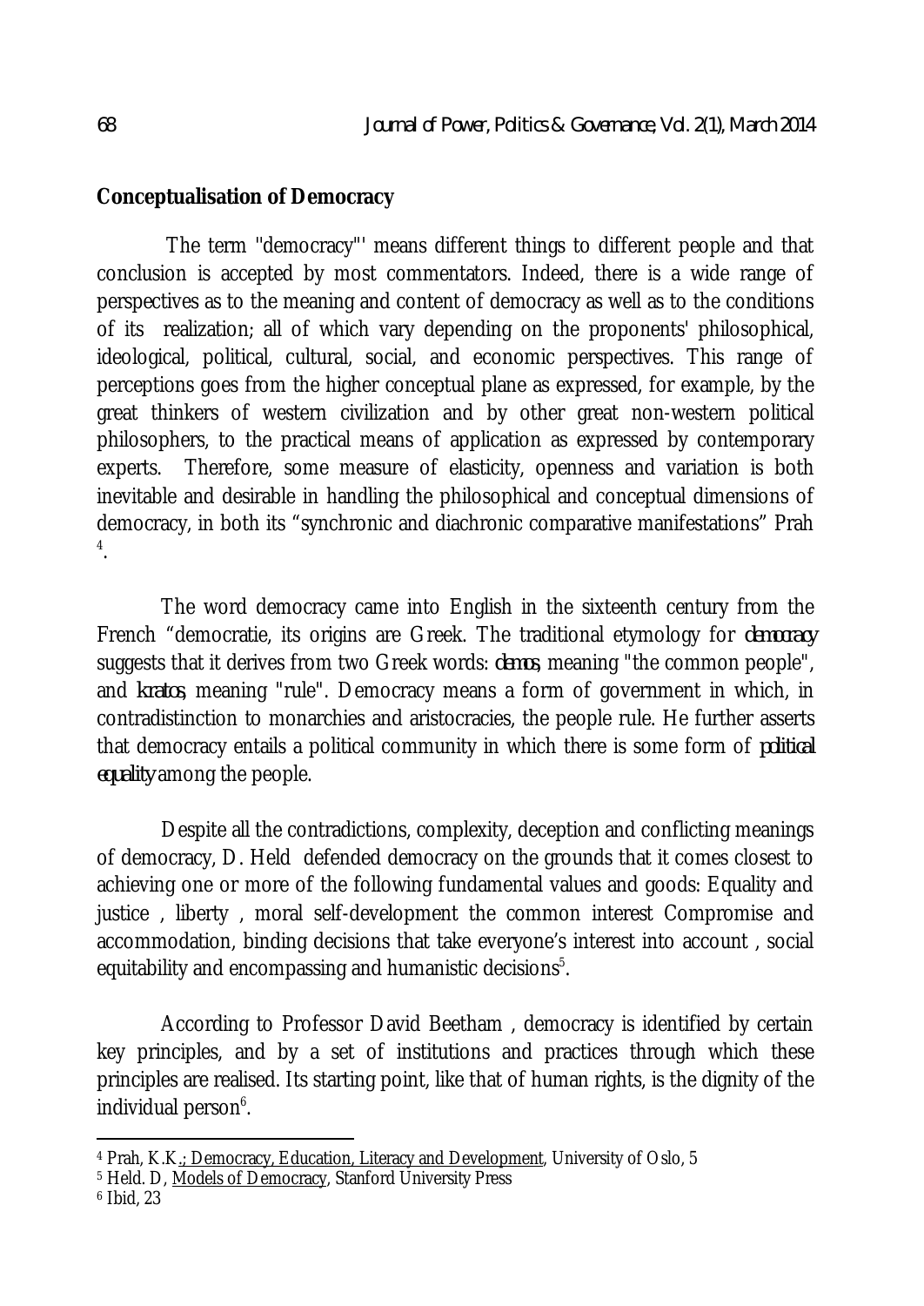**Conceptualisation of Democracy**

The term "democracy"' means different things to different people and that conclusion is accepted by most commentators. Indeed, there is a wide range of perspectives as to the meaning and content of democracy as well as to the conditions of its realization; all of which vary depending on the proponents' philosophical, ideological, political, cultural, social, and economic perspectives. This range of perceptions goes from the higher conceptual plane as expressed, for example, by the great thinkers of western civilization and by other great non-western political philosophers, to the practical means of application as expressed by contemporary experts. Therefore, some measure of elasticity, openness and variation is both inevitable and desirable in handling the philosophical and conceptual dimensions of democracy, in both its "synchronic and diachronic comparative manifestations" Prah [4].

The word democracy came into English in the sixteenth century from the French "democratie, its origins are Greek. The traditional etymology for *democracy* suggests that it derives from two Greek words: *demos*, meaning "the common people", and *kratos*, meaning "rule". Democracy means a form of government in which, in contradistinction to monarchies and aristocracies, the people rule. He further asserts that democracy entails a political community in which there is some form of *political equality* among the people.

Despite all the contradictions, complexity, deception and conflicting meanings of democracy, D. Held defended democracy on the grounds that it comes closest to achieving one or more of the following fundamental values and goods: Equality and justice , liberty , moral self-development the common interest Compromise and accommodation, binding decisions that take everyone's interest into account , social equitability and encompassing and humanistic decisions[5].

According to Professor David Beetham , democracy is identified by certain key principles, and by a set of institutions and practices through which these principles are realised. Its starting point, like that of human rights, is the dignity of the individual person[6].

---

[4] Prah, K.K.; Democracy, Education, Literacy and Development, University of Oslo, 5

[5] Held. D, Models of Democracy, Stanford University Press

[6] Ibid, 23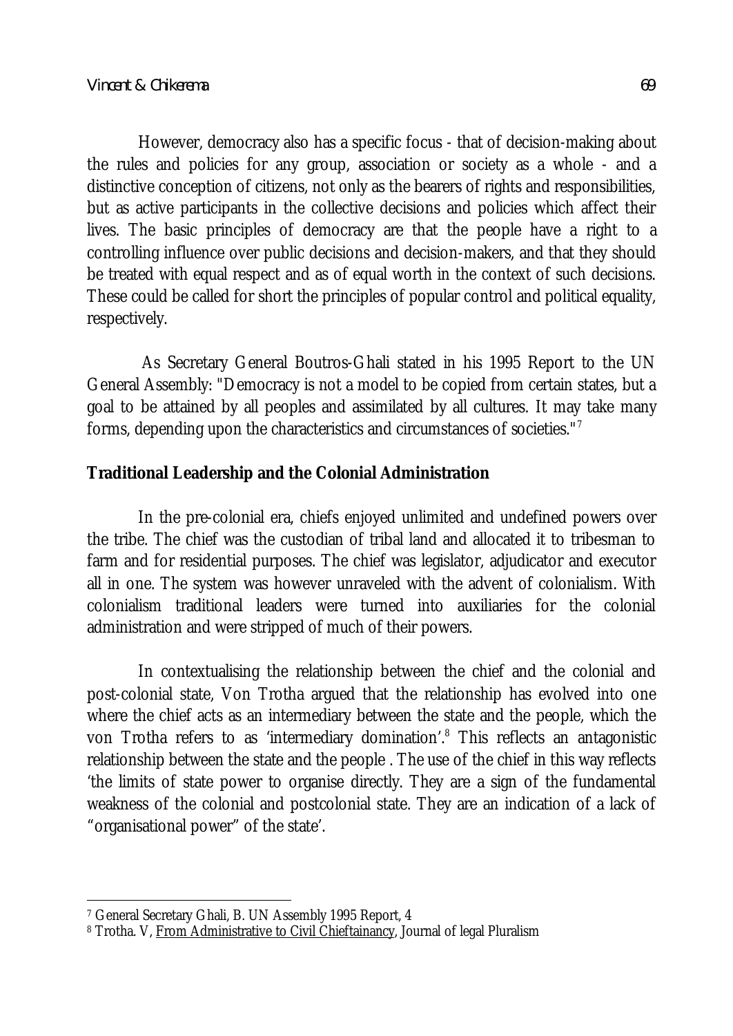However, democracy also has a specific focus - that of decision-making about the rules and policies for any group, association or society as a whole - and a distinctive conception of citizens, not only as the bearers of rights and responsibilities, but as active participants in the collective decisions and policies which affect their lives. The basic principles of democracy are that the people have a right to a controlling influence over public decisions and decision-makers, and that they should be treated with equal respect and as of equal worth in the context of such decisions. These could be called for short the principles of popular control and political equality, respectively.

As Secretary General Boutros-Ghali stated in his 1995 Report to the UN General Assembly: "Democracy is not a model to be copied from certain states, but a goal to be attained by all peoples and assimilated by all cultures. It may take many forms, depending upon the characteristics and circumstances of societies."[7]

## Traditional Leadership and the Colonial Administration

In the pre-colonial era, chiefs enjoyed unlimited and undefined powers over the tribe. The chief was the custodian of tribal land and allocated it to tribesman to farm and for residential purposes. The chief was legislator, adjudicator and executor all in one. The system was however unraveled with the advent of colonialism. With colonialism traditional leaders were turned into auxiliaries for the colonial administration and were stripped of much of their powers.

In contextualising the relationship between the chief and the colonial and post-colonial state, Von Trotha argued that the relationship has evolved into one where the chief acts as an intermediary between the state and the people, which the von Trotha refers to as 'intermediary domination'.[8] This reflects an antagonistic relationship between the state and the people . The use of the chief in this way reflects 'the limits of state power to organise directly. They are a sign of the fundamental weakness of the colonial and postcolonial state. They are an indication of a lack of "organisational power" of the state'.

---

[7] General Secretary Ghali, B. UN Assembly 1995 Report, 4

[8] Trotha. V, From Administrative to Civil Chieftainancy, Journal of legal Pluralism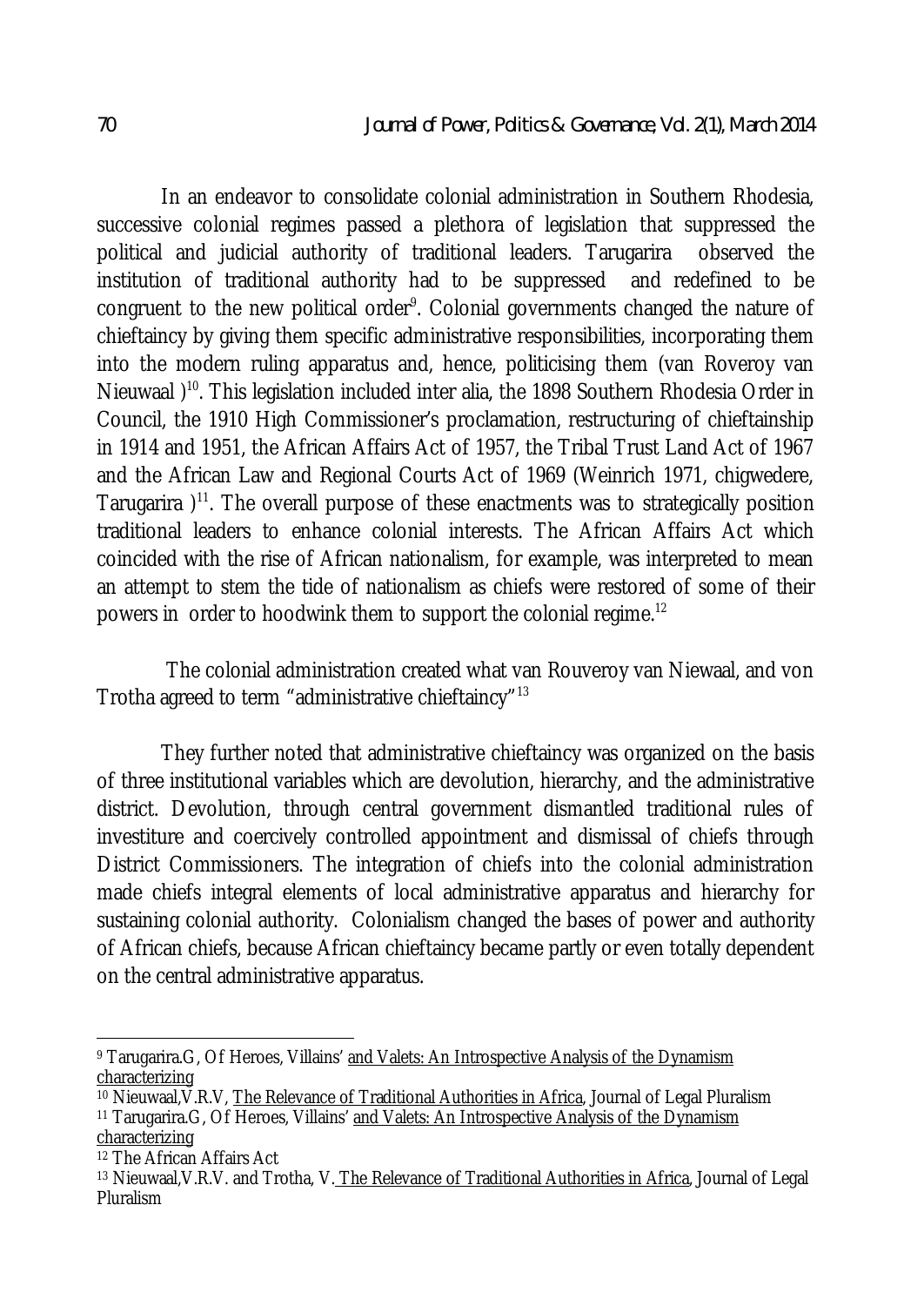In an endeavor to consolidate colonial administration in Southern Rhodesia, successive colonial regimes passed a plethora of legislation that suppressed the political and judicial authority of traditional leaders. Tarugarira observed the institution of traditional authority had to be suppressed and redefined to be congruent to the new political order[9]. Colonial governments changed the nature of chieftaincy by giving them specific administrative responsibilities, incorporating them into the modern ruling apparatus and, hence, politicising them (van Roveroy van Nieuwaal )[10]. This legislation included inter alia, the 1898 Southern Rhodesia Order in Council, the 1910 High Commissioner's proclamation, restructuring of chieftainship in 1914 and 1951, the African Affairs Act of 1957, the Tribal Trust Land Act of 1967 and the African Law and Regional Courts Act of 1969 (Weinrich 1971, chigwedere, Tarugarira )[11]. The overall purpose of these enactments was to strategically position traditional leaders to enhance colonial interests. The African Affairs Act which coincided with the rise of African nationalism, for example, was interpreted to mean an attempt to stem the tide of nationalism as chiefs were restored of some of their powers in order to hoodwink them to support the colonial regime.[12]

The colonial administration created what van Rouveroy van Niewaal, and von Trotha agreed to term "administrative chieftaincy"[13]

They further noted that administrative chieftaincy was organized on the basis of three institutional variables which are devolution, hierarchy, and the administrative district. Devolution, through central government dismantled traditional rules of investiture and coercively controlled appointment and dismissal of chiefs through District Commissioners. The integration of chiefs into the colonial administration made chiefs integral elements of local administrative apparatus and hierarchy for sustaining colonial authority. Colonialism changed the bases of power and authority of African chiefs, because African chieftaincy became partly or even totally dependent on the central administrative apparatus.

---

[9] Tarugarira.G, Of Heroes, Villains' and Valets: An Introspective Analysis of the Dynamism characterizing

[10] Nieuwaal,V.R.V, The Relevance of Traditional Authorities in Africa, Journal of Legal Pluralism

[11] Tarugarira.G, Of Heroes, Villains' and Valets: An Introspective Analysis of the Dynamism characterizing

[12] The African Affairs Act

[13] Nieuwaal,V.R.V. and Trotha, V. The Relevance of Traditional Authorities in Africa, Journal of Legal Pluralism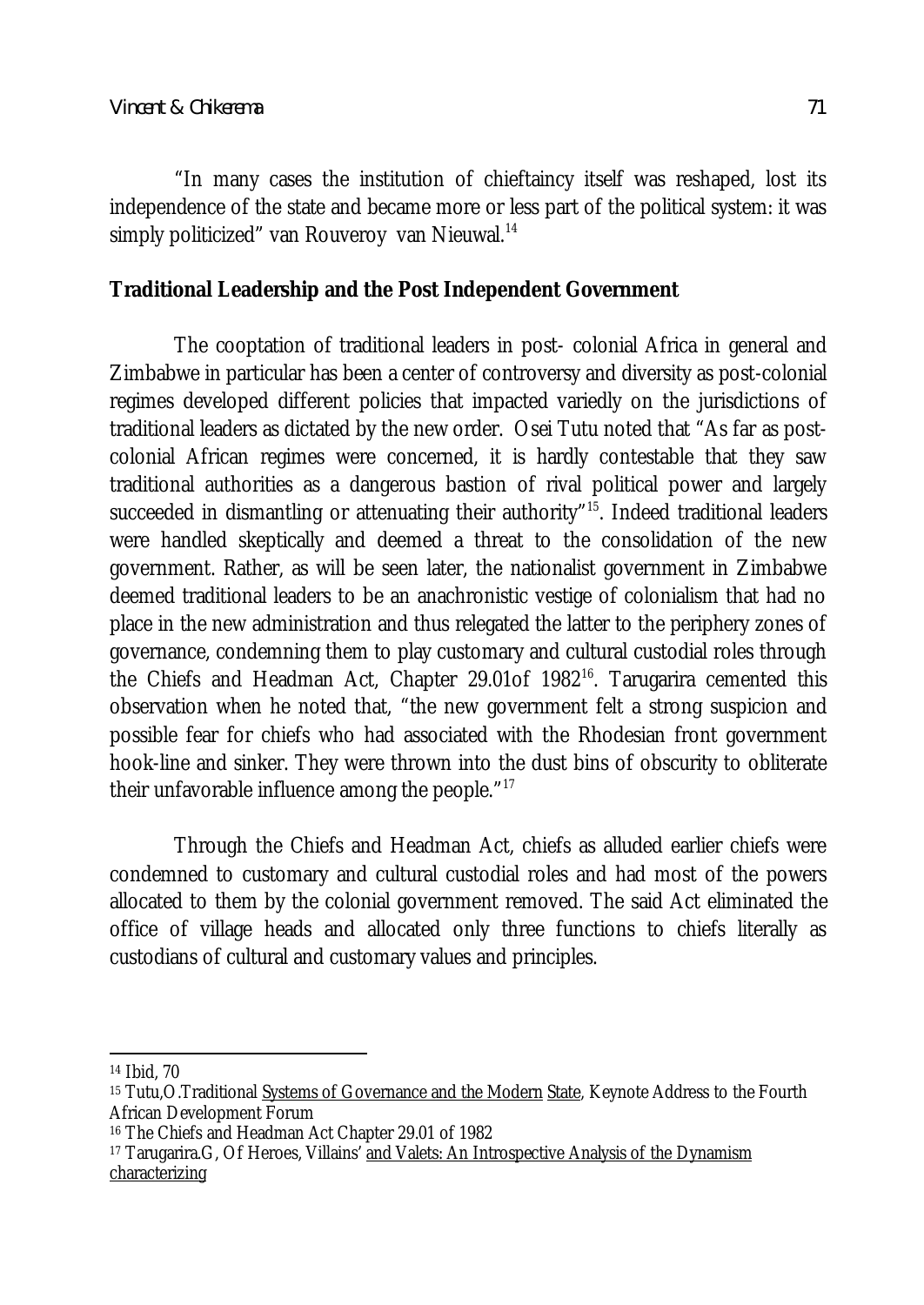"In many cases the institution of chieftaincy itself was reshaped, lost its independence of the state and became more or less part of the political system: it was simply politicized" van Rouveroy van Nieuwal.[14]

**Traditional Leadership and the Post Independent Government**

The cooptation of traditional leaders in post- colonial Africa in general and Zimbabwe in particular has been a center of controversy and diversity as post-colonial regimes developed different policies that impacted variedly on the jurisdictions of traditional leaders as dictated by the new order. Osei Tutu noted that "As far as post-colonial African regimes were concerned, it is hardly contestable that they saw traditional authorities as a dangerous bastion of rival political power and largely succeeded in dismantling or attenuating their authority"[15]. Indeed traditional leaders were handled skeptically and deemed a threat to the consolidation of the new government. Rather, as will be seen later, the nationalist government in Zimbabwe deemed traditional leaders to be an anachronistic vestige of colonialism that had no place in the new administration and thus relegated the latter to the periphery zones of governance, condemning them to play customary and cultural custodial roles through the Chiefs and Headman Act, Chapter 29.01of 1982[16]. Tarugarira cemented this observation when he noted that, "the new government felt a strong suspicion and possible fear for chiefs who had associated with the Rhodesian front government hook-line and sinker. They were thrown into the dust bins of obscurity to obliterate their unfavorable influence among the people."[17]

Through the Chiefs and Headman Act, chiefs as alluded earlier chiefs were condemned to customary and cultural custodial roles and had most of the powers allocated to them by the colonial government removed. The said Act eliminated the office of village heads and allocated only three functions to chiefs literally as custodians of cultural and customary values and principles.

---

[14] Ibid, 70

[15] Tutu,O.Traditional Systems of Governance and the Modern State, Keynote Address to the Fourth African Development Forum

[16] The Chiefs and Headman Act Chapter 29.01 of 1982

[17] Tarugarira.G, Of Heroes, Villains' and Valets: An Introspective Analysis of the Dynamism characterizing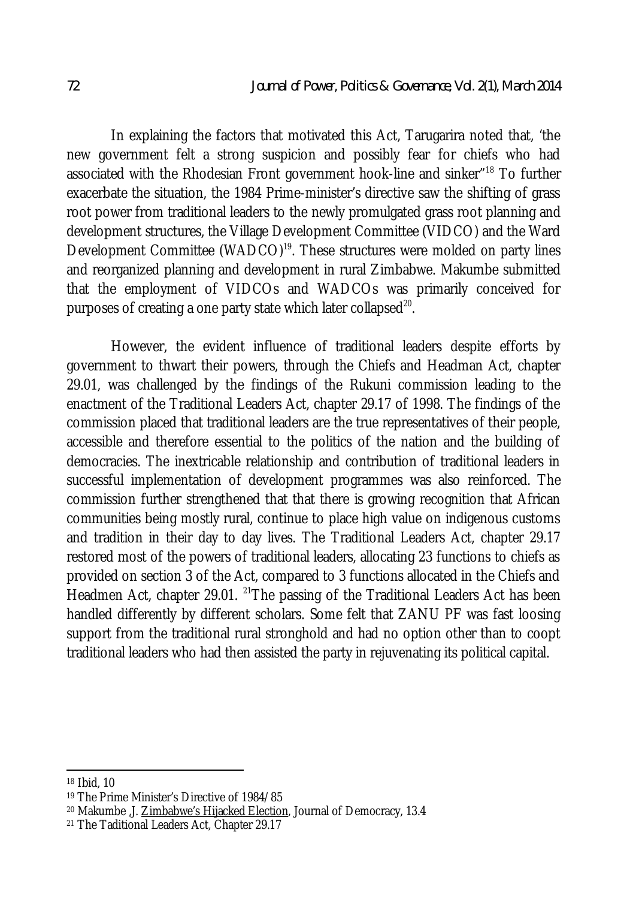In explaining the factors that motivated this Act, Tarugarira noted that, 'the new government felt a strong suspicion and possibly fear for chiefs who had associated with the Rhodesian Front government hook-line and sinker"[18] To further exacerbate the situation, the 1984 Prime-minister's directive saw the shifting of grass root power from traditional leaders to the newly promulgated grass root planning and development structures, the Village Development Committee (VIDCO) and the Ward Development Committee (WADCO)[19]. These structures were molded on party lines and reorganized planning and development in rural Zimbabwe. Makumbe submitted that the employment of VIDCOs and WADCOs was primarily conceived for purposes of creating a one party state which later collapsed[20].

However, the evident influence of traditional leaders despite efforts by government to thwart their powers, through the Chiefs and Headman Act, chapter 29.01, was challenged by the findings of the Rukuni commission leading to the enactment of the Traditional Leaders Act, chapter 29.17 of 1998. The findings of the commission placed that traditional leaders are the true representatives of their people, accessible and therefore essential to the politics of the nation and the building of democracies. The inextricable relationship and contribution of traditional leaders in successful implementation of development programmes was also reinforced. The commission further strengthened that that there is growing recognition that African communities being mostly rural, continue to place high value on indigenous customs and tradition in their day to day lives. The Traditional Leaders Act, chapter 29.17 restored most of the powers of traditional leaders, allocating 23 functions to chiefs as provided on section 3 of the Act, compared to 3 functions allocated in the Chiefs and Headmen Act, chapter 29.01. [21]The passing of the Traditional Leaders Act has been handled differently by different scholars. Some felt that ZANU PF was fast loosing support from the traditional rural stronghold and had no option other than to coopt traditional leaders who had then assisted the party in rejuvenating its political capital.

---

[18] Ibid, 10

[19] The Prime Minister's Directive of 1984/85

[20] Makumbe ,J. Zimbabwe's Hijacked Election, Journal of Democracy, 13.4

[21] The Taditional Leaders Act, Chapter 29.17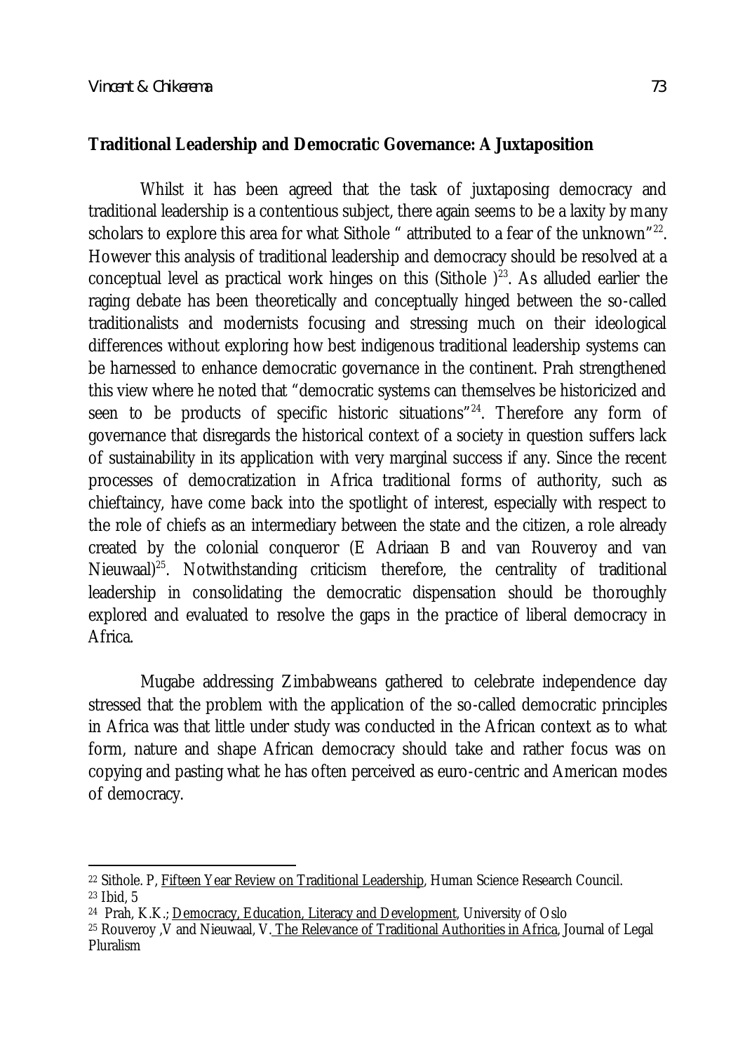**Traditional Leadership and Democratic Governance: A Juxtaposition**

Whilst it has been agreed that the task of juxtaposing democracy and traditional leadership is a contentious subject, there again seems to be a laxity by many scholars to explore this area for what Sithole " attributed to a fear of the unknown"[22]. However this analysis of traditional leadership and democracy should be resolved at a conceptual level as practical work hinges on this (Sithole )[23]. As alluded earlier the raging debate has been theoretically and conceptually hinged between the so-called traditionalists and modernists focusing and stressing much on their ideological differences without exploring how best indigenous traditional leadership systems can be harnessed to enhance democratic governance in the continent. Prah strengthened this view where he noted that "democratic systems can themselves be historicized and seen to be products of specific historic situations"[24]. Therefore any form of governance that disregards the historical context of a society in question suffers lack of sustainability in its application with very marginal success if any. Since the recent processes of democratization in Africa traditional forms of authority, such as chieftaincy, have come back into the spotlight of interest, especially with respect to the role of chiefs as an intermediary between the state and the citizen, a role already created by the colonial conqueror (E Adriaan B and van Rouveroy and van Nieuwaal)[25]. Notwithstanding criticism therefore, the centrality of traditional leadership in consolidating the democratic dispensation should be thoroughly explored and evaluated to resolve the gaps in the practice of liberal democracy in Africa.

Mugabe addressing Zimbabweans gathered to celebrate independence day stressed that the problem with the application of the so-called democratic principles in Africa was that little under study was conducted in the African context as to what form, nature and shape African democracy should take and rather focus was on copying and pasting what he has often perceived as euro-centric and American modes of democracy.

---

[22] Sithole. P, Fifteen Year Review on Traditional Leadership, Human Science Research Council.

[23] Ibid, 5

[24] Prah, K.K.; Democracy, Education, Literacy and Development, University of Oslo

[25] Rouveroy ,V and Nieuwaal, V. The Relevance of Traditional Authorities in Africa, Journal of Legal Pluralism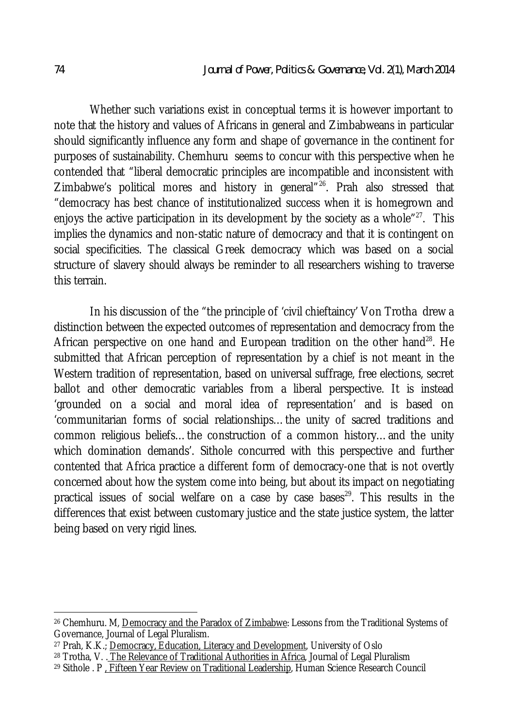Whether such variations exist in conceptual terms it is however important to note that the history and values of Africans in general and Zimbabweans in particular should significantly influence any form and shape of governance in the continent for purposes of sustainability. Chemhuru seems to concur with this perspective when he contended that "liberal democratic principles are incompatible and inconsistent with Zimbabwe's political mores and history in general"[26]. Prah also stressed that "democracy has best chance of institutionalized success when it is homegrown and enjoys the active participation in its development by the society as a whole"[27]. This implies the dynamics and non-static nature of democracy and that it is contingent on social specificities. The classical Greek democracy which was based on a social structure of slavery should always be reminder to all researchers wishing to traverse this terrain.

In his discussion of the "the principle of 'civil chieftaincy' Von Trotha drew a distinction between the expected outcomes of representation and democracy from the African perspective on one hand and European tradition on the other hand[28]. He submitted that African perception of representation by a chief is not meant in the Western tradition of representation, based on universal suffrage, free elections, secret ballot and other democratic variables from a liberal perspective. It is instead 'grounded on a social and moral idea of representation' and is based on 'communitarian forms of social relationships…the unity of sacred traditions and common religious beliefs…the construction of a common history…and the unity which domination demands'. Sithole concurred with this perspective and further contented that Africa practice a different form of democracy-one that is not overtly concerned about how the system come into being, but about its impact on negotiating practical issues of social welfare on a case by case bases[29]. This results in the differences that exist between customary justice and the state justice system, the latter being based on very rigid lines.

---

[26] Chemhuru. M, Democracy and the Paradox of Zimbabwe: Lessons from the Traditional Systems of Governance, Journal of Legal Pluralism.

[27] Prah, K.K.; Democracy, Education, Literacy and Development, University of Oslo

[28] Trotha, V. . The Relevance of Traditional Authorities in Africa, Journal of Legal Pluralism

[29] Sithole . P , Fifteen Year Review on Traditional Leadership, Human Science Research Council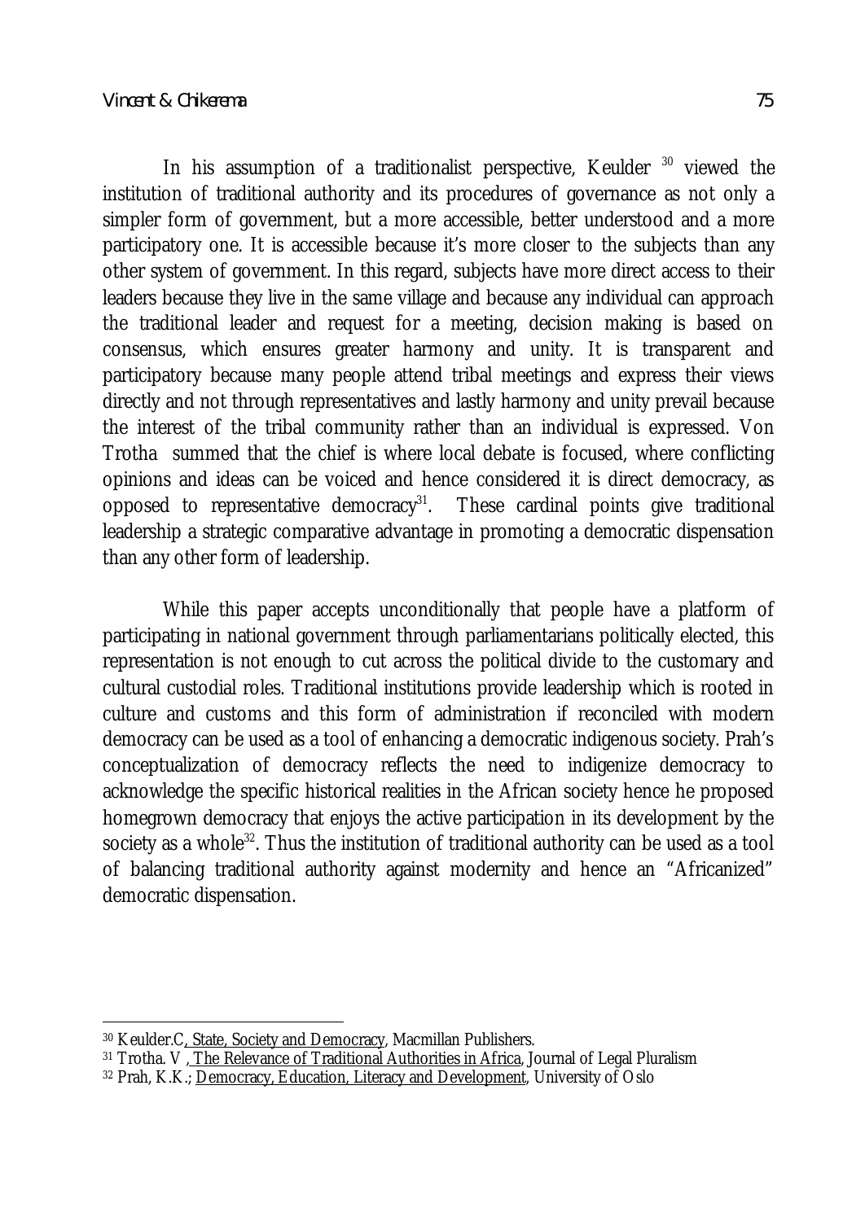In his assumption of a traditionalist perspective, Keulder [30] viewed the institution of traditional authority and its procedures of governance as not only a simpler form of government, but a more accessible, better understood and a more participatory one. It is accessible because it's more closer to the subjects than any other system of government. In this regard, subjects have more direct access to their leaders because they live in the same village and because any individual can approach the traditional leader and request for a meeting, decision making is based on consensus, which ensures greater harmony and unity. It is transparent and participatory because many people attend tribal meetings and express their views directly and not through representatives and lastly harmony and unity prevail because the interest of the tribal community rather than an individual is expressed. Von Trotha summed that the chief is where local debate is focused, where conflicting opinions and ideas can be voiced and hence considered it is direct democracy, as opposed to representative democracy[31]. These cardinal points give traditional leadership a strategic comparative advantage in promoting a democratic dispensation than any other form of leadership.

While this paper accepts unconditionally that people have a platform of participating in national government through parliamentarians politically elected, this representation is not enough to cut across the political divide to the customary and cultural custodial roles. Traditional institutions provide leadership which is rooted in culture and customs and this form of administration if reconciled with modern democracy can be used as a tool of enhancing a democratic indigenous society. Prah's conceptualization of democracy reflects the need to indigenize democracy to acknowledge the specific historical realities in the African society hence he proposed homegrown democracy that enjoys the active participation in its development by the society as a whole[32]. Thus the institution of traditional authority can be used as a tool of balancing traditional authority against modernity and hence an "Africanized" democratic dispensation.

---

[30] Keulder.C, State, Society and Democracy, Macmillan Publishers.

[31] Trotha. V , The Relevance of Traditional Authorities in Africa, Journal of Legal Pluralism

[32] Prah, K.K.; Democracy, Education, Literacy and Development, University of Oslo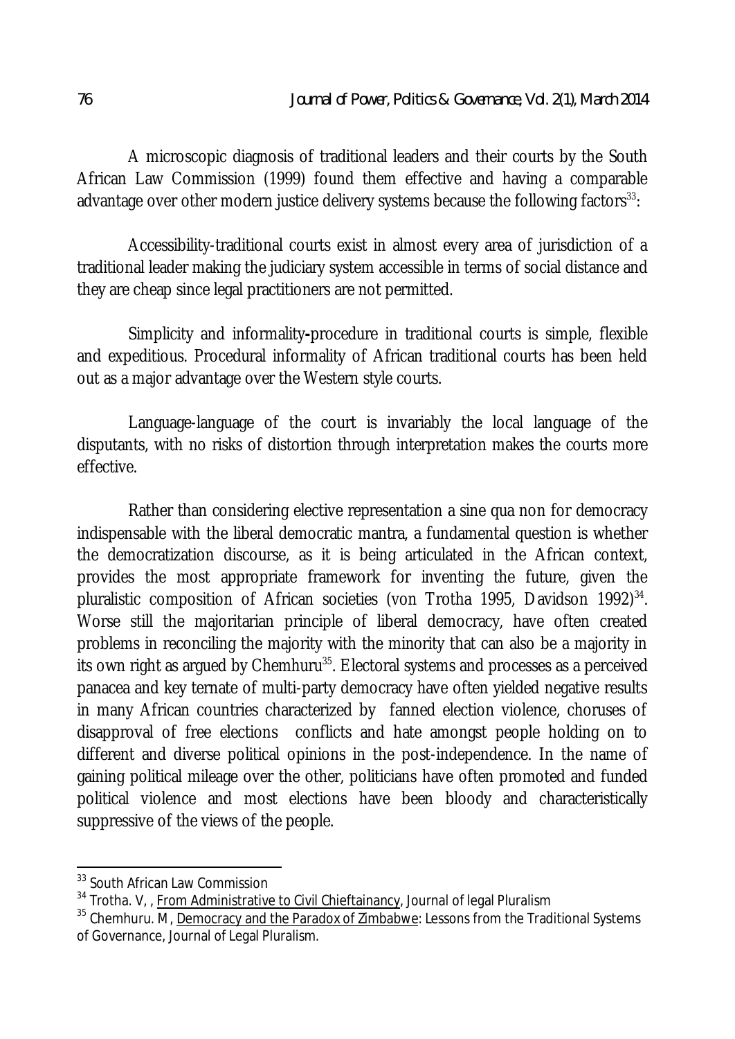A microscopic diagnosis of traditional leaders and their courts by the South African Law Commission (1999) found them effective and having a comparable advantage over other modern justice delivery systems because the following factors[33]:

Accessibility-traditional courts exist in almost every area of jurisdiction of a traditional leader making the judiciary system accessible in terms of social distance and they are cheap since legal practitioners are not permitted.

Simplicity and informality-procedure in traditional courts is simple, flexible and expeditious. Procedural informality of African traditional courts has been held out as a major advantage over the Western style courts.

Language-language of the court is invariably the local language of the disputants, with no risks of distortion through interpretation makes the courts more effective.

Rather than considering elective representation a sine qua non for democracy indispensable with the liberal democratic mantra, a fundamental question is whether the democratization discourse, as it is being articulated in the African context, provides the most appropriate framework for inventing the future, given the pluralistic composition of African societies (von Trotha 1995, Davidson 1992)[34]. Worse still the majoritarian principle of liberal democracy, have often created problems in reconciling the majority with the minority that can also be a majority in its own right as argued by Chemhuru[35]. Electoral systems and processes as a perceived panacea and key ternate of multi-party democracy have often yielded negative results in many African countries characterized by fanned election violence, choruses of disapproval of free elections conflicts and hate amongst people holding on to different and diverse political opinions in the post-independence. In the name of gaining political mileage over the other, politicians have often promoted and funded political violence and most elections have been bloody and characteristically suppressive of the views of the people.

---

[33] South African Law Commission

[34] Trotha. V, , From Administrative to Civil Chieftainancy, Journal of legal Pluralism

[35] Chemhuru. M, Democracy and the Paradox of Zimbabwe: Lessons from the Traditional Systems of Governance, Journal of Legal Pluralism.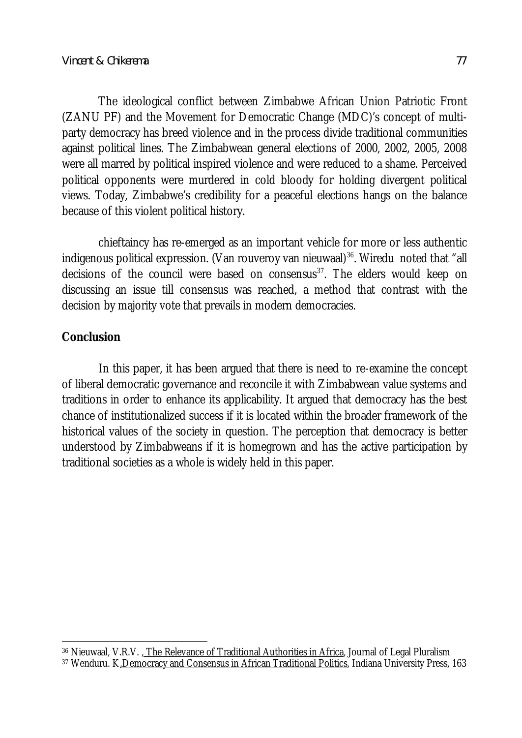The ideological conflict between Zimbabwe African Union Patriotic Front (ZANU PF) and the Movement for Democratic Change (MDC)'s concept of multi-party democracy has breed violence and in the process divide traditional communities against political lines. The Zimbabwean general elections of 2000, 2002, 2005, 2008 were all marred by political inspired violence and were reduced to a shame. Perceived political opponents were murdered in cold bloody for holding divergent political views. Today, Zimbabwe's credibility for a peaceful elections hangs on the balance because of this violent political history.

chieftaincy has re-emerged as an important vehicle for more or less authentic indigenous political expression. (Van rouveroy van nieuwaal)[36]. Wiredu noted that "all decisions of the council were based on consensus[37]. The elders would keep on discussing an issue till consensus was reached, a method that contrast with the decision by majority vote that prevails in modern democracies.

## Conclusion

In this paper, it has been argued that there is need to re-examine the concept of liberal democratic governance and reconcile it with Zimbabwean value systems and traditions in order to enhance its applicability. It argued that democracy has the best chance of institutionalized success if it is located within the broader framework of the historical values of the society in question. The perception that democracy is better understood by Zimbabweans if it is homegrown and has the active participation by traditional societies as a whole is widely held in this paper.

---

[36] Nieuwaal, V.R.V. , The Relevance of Traditional Authorities in Africa, Journal of Legal Pluralism

[37] Wenduru. K,Democracy and Consensus in African Traditional Politics, Indiana University Press, 163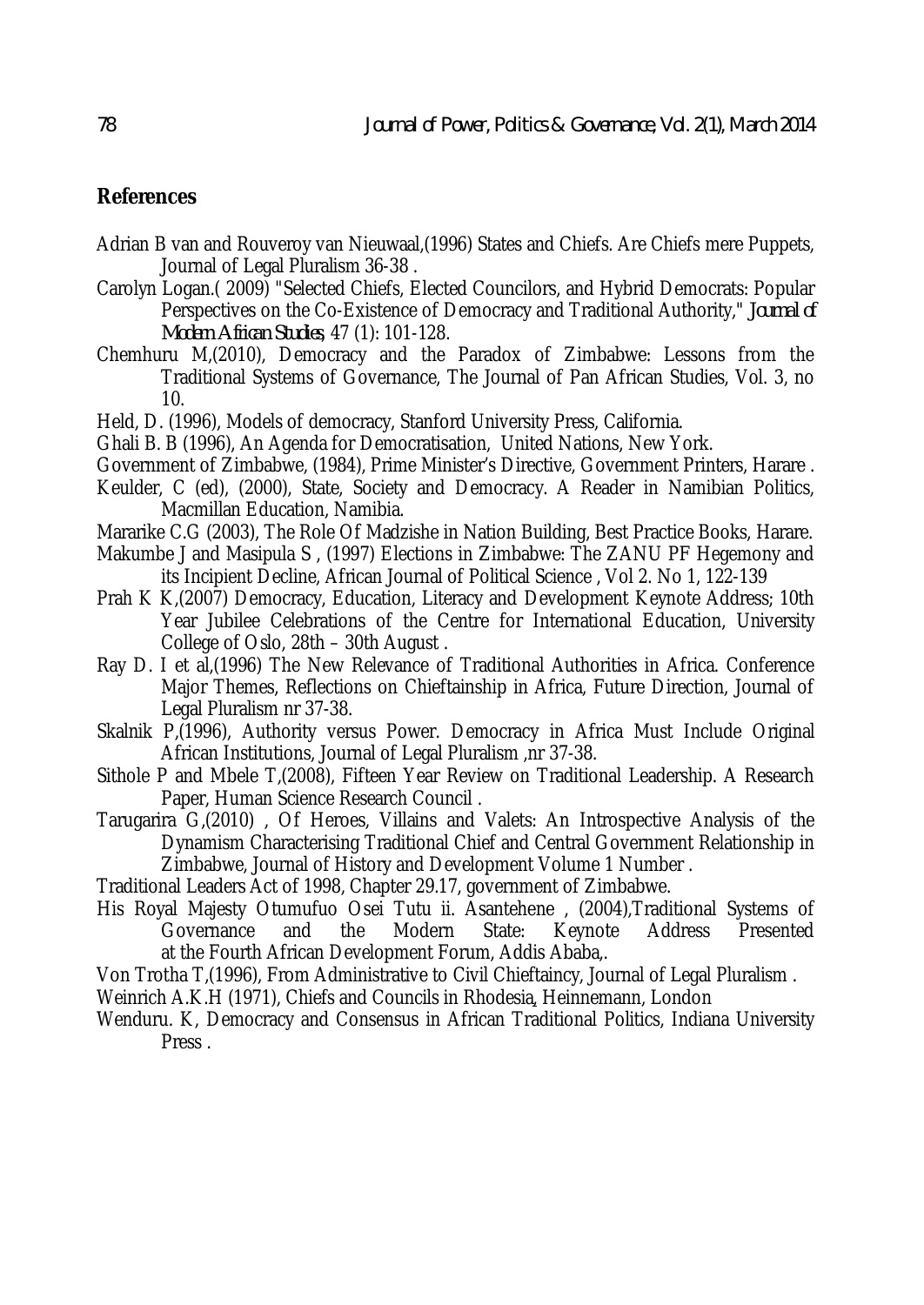## References

Adrian B van and Rouveroy van Nieuwaal,(1996) States and Chiefs. Are Chiefs mere Puppets, Journal of Legal Pluralism 36-38 .

Carolyn Logan.( 2009) "Selected Chiefs, Elected Councilors, and Hybrid Democrats: Popular Perspectives on the Co-Existence of Democracy and Traditional Authority," *Journal of Modern African Studies*, 47 (1): 101-128.

Chemhuru M,(2010), Democracy and the Paradox of Zimbabwe: Lessons from the Traditional Systems of Governance, The Journal of Pan African Studies, Vol. 3, no 10.

Held, D. (1996), Models of democracy, Stanford University Press, California.

Ghali B. B (1996), An Agenda for Democratisation, United Nations, New York.

Government of Zimbabwe, (1984), Prime Minister's Directive, Government Printers, Harare .

Keulder, C (ed), (2000), State, Society and Democracy. A Reader in Namibian Politics, Macmillan Education, Namibia.

Mararike C.G (2003), The Role Of Madzishe in Nation Building, Best Practice Books, Harare.

Makumbe J and Masipula S , (1997) Elections in Zimbabwe: The ZANU PF Hegemony and its Incipient Decline, African Journal of Political Science , Vol 2. No 1, 122-139

Prah K K,(2007) Democracy, Education, Literacy and Development Keynote Address; 10th Year Jubilee Celebrations of the Centre for International Education, University College of Oslo, 28th – 30th August .

Ray D. I et al,(1996) The New Relevance of Traditional Authorities in Africa. Conference Major Themes, Reflections on Chieftainship in Africa, Future Direction, Journal of Legal Pluralism nr 37-38.

Skalnik P,(1996), Authority versus Power. Democracy in Africa Must Include Original African Institutions, Journal of Legal Pluralism ,nr 37-38.

Sithole P and Mbele T,(2008), Fifteen Year Review on Traditional Leadership. A Research Paper, Human Science Research Council .

Tarugarira G,(2010) , Of Heroes, Villains and Valets: An Introspective Analysis of the Dynamism Characterising Traditional Chief and Central Government Relationship in Zimbabwe, Journal of History and Development Volume 1 Number .

Traditional Leaders Act of 1998, Chapter 29.17, government of Zimbabwe.

His Royal Majesty Otumufuo Osei Tutu ii. Asantehene , (2004),Traditional Systems of Governance and the Modern State: Keynote Address Presented at the Fourth African Development Forum, Addis Ababa,.

Von Trotha T,(1996), From Administrative to Civil Chieftaincy, Journal of Legal Pluralism .

Weinrich A.K.H (1971), Chiefs and Councils in Rhodesia, Heinnemann, London

Wenduru. K, Democracy and Consensus in African Traditional Politics, Indiana University Press .